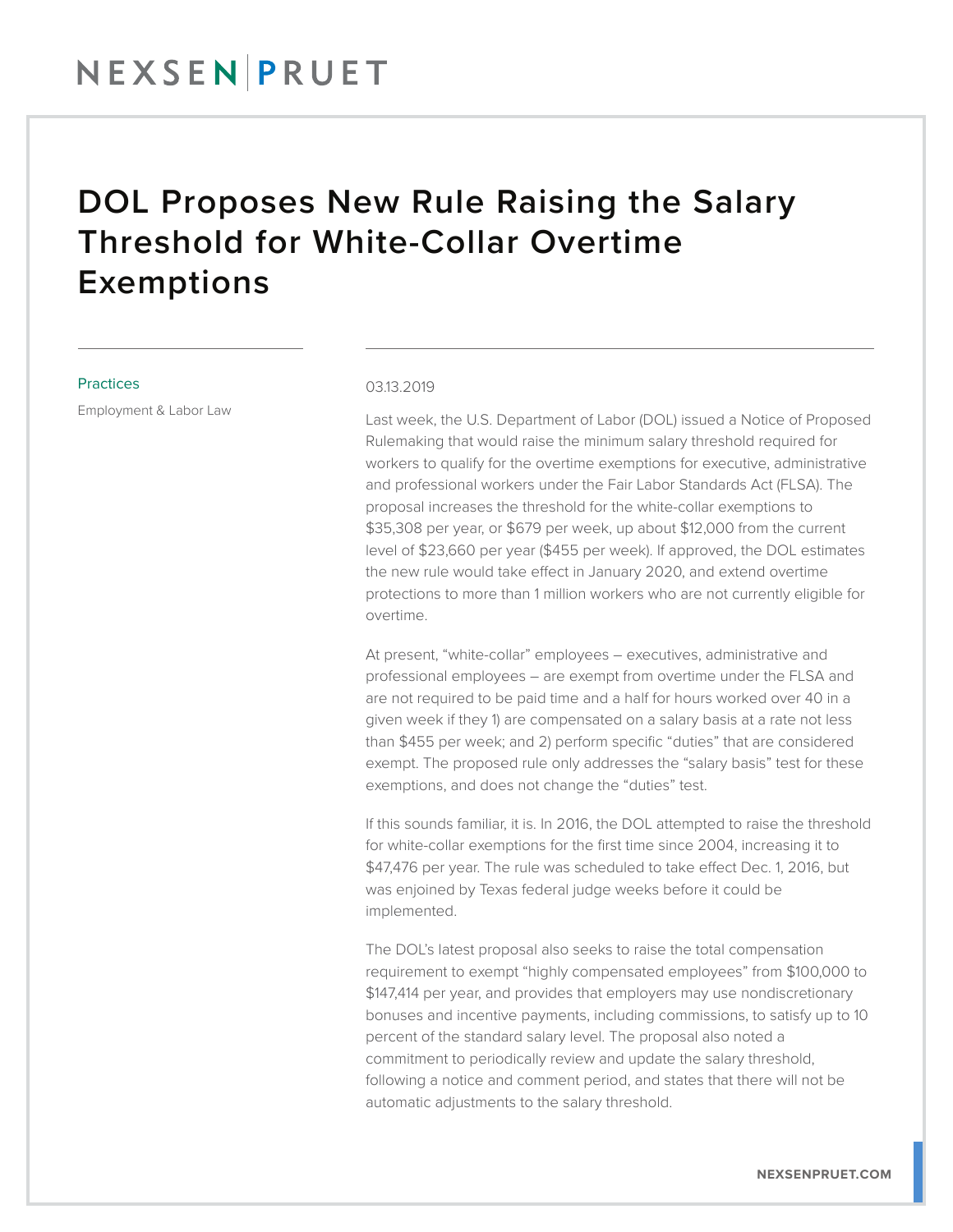# DOL Proposes New Rule Raising the Salary Threshold for White-Collar Overtime Exemptions

Practices

Employment & Labor Law

03.13.2019

Last week, the U.S. Department of Labor (DOL) issued a Notice of Proposed Rulemaking that would raise the minimum salary threshold required for workers to qualify for the overtime exemptions for executive, administrative and professional workers under the Fair Labor Standards Act (FLSA). The proposal increases the threshold for the white-collar exemptions to $35,308 per year, or $679 per week, up about $12,000 from the current level of $23,660 per year ($455 per week). If approved, the DOL estimates the new rule would take effect in January 2020, and extend overtime protections to more than 1 million workers who are not currently eligible for overtime.

At present, "white-collar" employees – executives, administrative and professional employees – are exempt from overtime under the FLSA and are not required to be paid time and a half for hours worked over 40 in a given week if they 1) are compensated on a salary basis at a rate not less than $455 per week; and 2) perform specific "duties" that are considered exempt. The proposed rule only addresses the "salary basis" test for these exemptions, and does not change the "duties" test.

If this sounds familiar, it is. In 2016, the DOL attempted to raise the threshold for white-collar exemptions for the first time since 2004, increasing it to $47,476 per year. The rule was scheduled to take effect Dec. 1, 2016, but was enjoined by Texas federal judge weeks before it could be implemented.

The DOL's latest proposal also seeks to raise the total compensation requirement to exempt "highly compensated employees" from $100,000 to $147,414 per year, and provides that employers may use nondiscretionary bonuses and incentive payments, including commissions, to satisfy up to 10 percent of the standard salary level. The proposal also noted a commitment to periodically review and update the salary threshold, following a notice and comment period, and states that there will not be automatic adjustments to the salary threshold.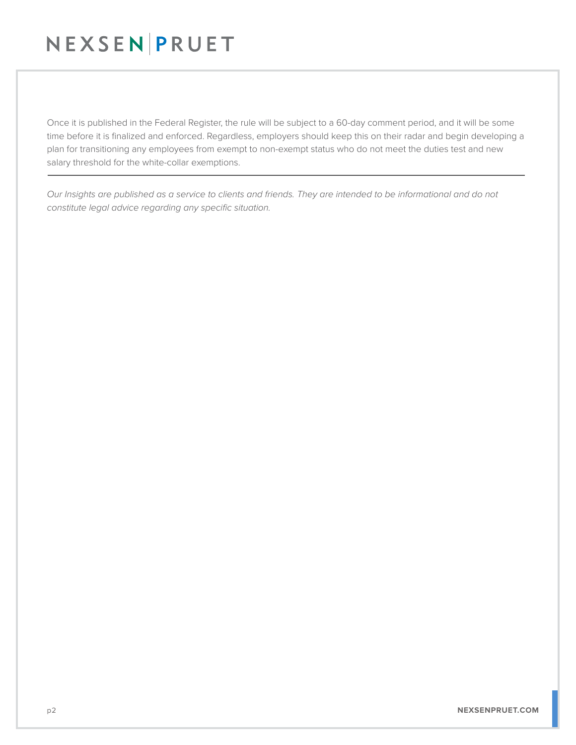Once it is published in the Federal Register, the rule will be subject to a 60-day comment period, and it will be some time before it is finalized and enforced. Regardless, employers should keep this on their radar and begin developing a plan for transitioning any employees from exempt to non-exempt status who do not meet the duties test and new salary threshold for the white-collar exemptions.

---

*Our Insights are published as a service to clients and friends. They are intended to be informational and do not constitute legal advice regarding any specific situation.*